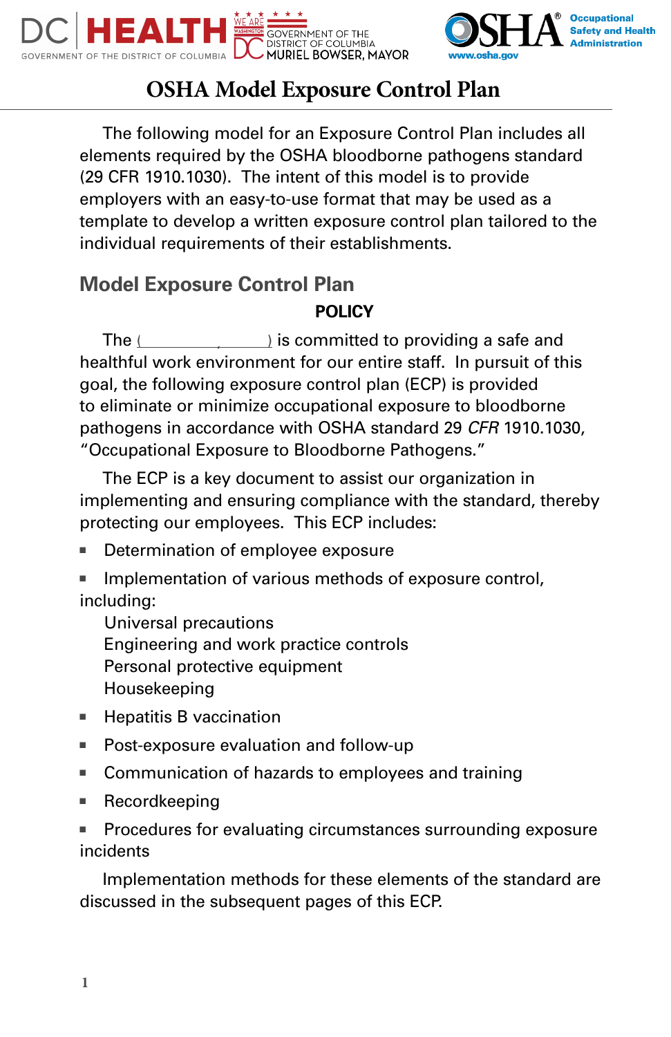# OSHA Model Exposure Control Plan

The following model for an Exposure Control Plan includes all elements required by the OSHA bloodborne pathogens standard (29 CFR 1910.1030). The intent of this model is to provide employers with an easy-to-use format that may be used as a template to develop a written exposure control plan tailored to the individual requirements of their establishments.

## Model Exposure Control Plan

**POLICY**

The (________________) is committed to providing a safe and healthful work environment for our entire staff. In pursuit of this goal, the following exposure control plan (ECP) is provided to eliminate or minimize occupational exposure to bloodborne pathogens in accordance with OSHA standard 29 *CFR* 1910.1030, “Occupational Exposure to Bloodborne Pathogens.”

The ECP is a key document to assist our organization in implementing and ensuring compliance with the standard, thereby protecting our employees. This ECP includes:

- Determination of employee exposure
- Implementation of various methods of exposure control, including:
  - Universal precautions
  - Engineering and work practice controls
  - Personal protective equipment
  - Housekeeping
- Hepatitis B vaccination
- Post-exposure evaluation and follow-up
- Communication of hazards to employees and training
- Recordkeeping
- Procedures for evaluating circumstances surrounding exposure incidents

Implementation methods for these elements of the standard are discussed in the subsequent pages of this ECP.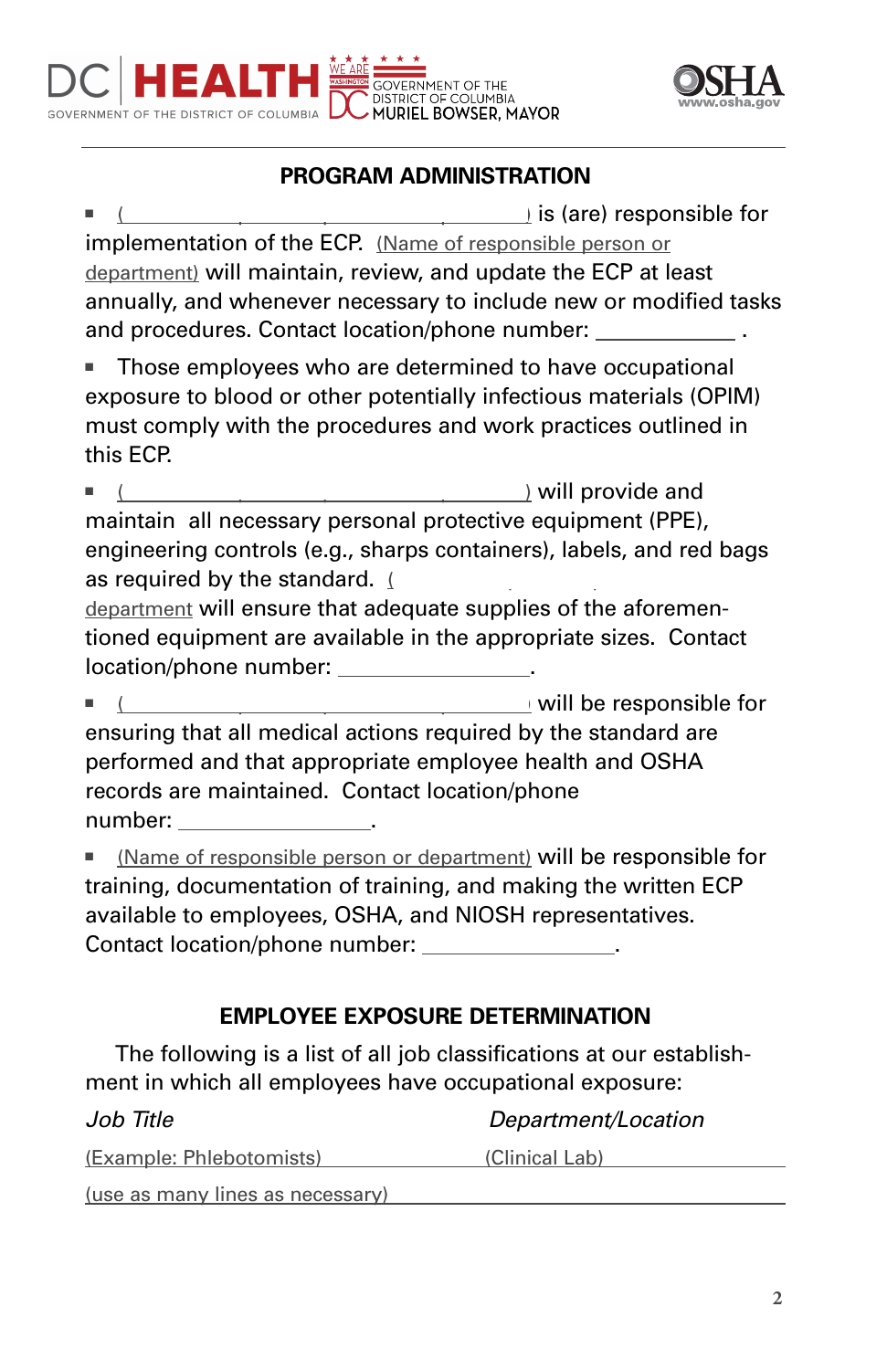## PROGRAM ADMINISTRATION

- (______________________________) is (are) responsible for implementation of the ECP. (Name of responsible person or department) will maintain, review, and update the ECP at least annually, and whenever necessary to include new or modified tasks and procedures. Contact location/phone number: ____________ .

- Those employees who are determined to have occupational exposure to blood or other potentially infectious materials (OPIM) must comply with the procedures and work practices outlined in this ECP.

- (______________________________) will provide and maintain all necessary personal protective equipment (PPE), engineering controls (e.g., sharps containers), labels, and red bags as required by the standard. ( department will ensure that adequate supplies of the aforementioned equipment are available in the appropriate sizes. Contact location/phone number: ________________.

- (______________________________) will be responsible for ensuring that all medical actions required by the standard are performed and that appropriate employee health and OSHA records are maintained. Contact location/phone number: ________________.

- (Name of responsible person or department) will be responsible for training, documentation of training, and making the written ECP available to employees, OSHA, and NIOSH representatives. Contact location/phone number: ________________.

## EMPLOYEE EXPOSURE DETERMINATION

The following is a list of all job classifications at our establishment in which all employees have occupational exposure:

| *Job Title* | *Department/Location* |
|---|---|
| (Example: Phlebotomists) | (Clinical Lab) |
| (use as many lines as necessary) | |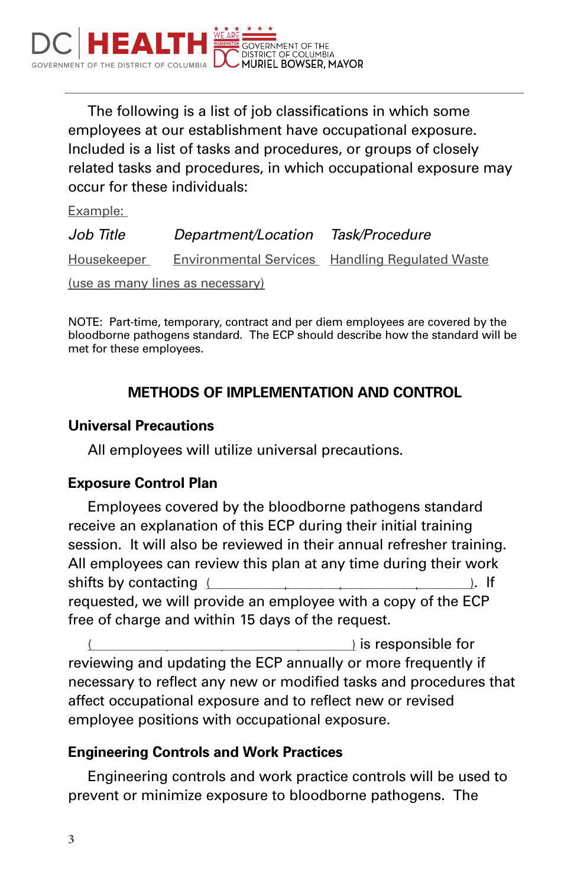The following is a list of job classifications in which some employees at our establishment have occupational exposure. Included is a list of tasks and procedures, or groups of closely related tasks and procedures, in which occupational exposure may occur for these individuals:

Example:

| *Job Title* | *Department/Location* | *Task/Procedure* |
|---|---|---|
| Housekeeper | Environmental Services | Handling Regulated Waste |

(use as many lines as necessary)

NOTE: Part-time, temporary, contract and per diem employees are covered by the bloodborne pathogens standard. The ECP should describe how the standard will be met for these employees.

## METHODS OF IMPLEMENTATION AND CONTROL

### Universal Precautions

All employees will utilize universal precautions.

### Exposure Control Plan

Employees covered by the bloodborne pathogens standard receive an explanation of this ECP during their initial training session. It will also be reviewed in their annual refresher training. All employees can review this plan at any time during their work shifts by contacting (\_\_\_\_\_\_\_\_\_\_\_\_\_\_\_\_\_\_\_\_\_\_\_\_\_\_\_\_\_\_\_\_). If requested, we will provide an employee with a copy of the ECP free of charge and within 15 days of the request.

(\_\_\_\_\_\_\_\_\_\_\_\_\_\_\_\_\_\_\_\_\_\_\_\_\_\_\_\_\_\_\_\_\_\_\_\_) is responsible for reviewing and updating the ECP annually or more frequently if necessary to reflect any new or modified tasks and procedures that affect occupational exposure and to reflect new or revised employee positions with occupational exposure.

### Engineering Controls and Work Practices

Engineering controls and work practice controls will be used to prevent or minimize exposure to bloodborne pathogens. The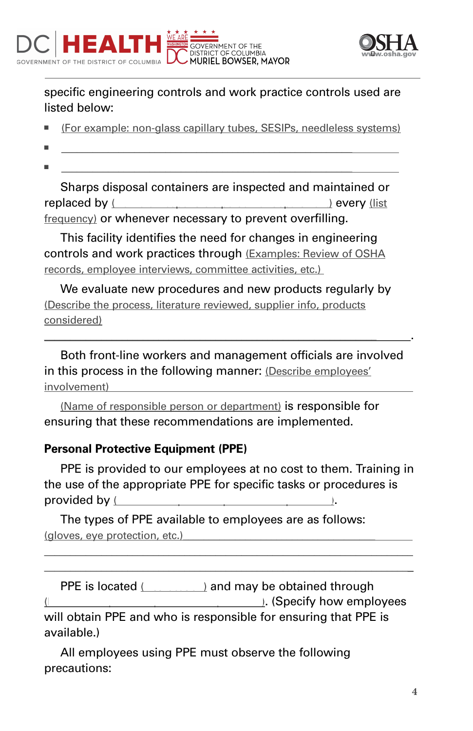specific engineering controls and work practice controls used are listed below:

- (For example: non-glass capillary tubes, SESIPs, needleless systems)
- \_\_\_\_\_\_\_\_\_\_\_\_\_\_\_\_\_\_\_\_\_\_\_\_\_\_\_\_\_\_\_\_\_\_\_\_\_\_\_\_\_\_\_\_\_\_\_\_
- \_\_\_\_\_\_\_\_\_\_\_\_\_\_\_\_\_\_\_\_\_\_\_\_\_\_\_\_\_\_\_\_\_\_\_\_\_\_\_\_\_\_\_\_\_\_\_\_

Sharps disposal containers are inspected and maintained or replaced by (\_\_\_\_\_\_\_\_\_\_\_\_\_\_\_\_\_\_\_\_\_\_\_\_\_\_\_\_\_\_\_\_) every (list frequency) or whenever necessary to prevent overfilling.

This facility identifies the need for changes in engineering controls and work practices through (Examples: Review of OSHA records, employee interviews, committee activities, etc.)

We evaluate new procedures and new products regularly by (Describe the process, literature reviewed, supplier info, products considered)

\_\_\_\_\_\_\_\_\_\_\_\_\_\_\_\_\_\_\_\_\_\_\_\_\_\_\_\_\_\_\_\_\_\_\_\_\_\_\_\_\_\_\_\_\_\_\_\_\_\_\_\_\_.

Both front-line workers and management officials are involved in this process in the following manner: (Describe employees' involvement)\_\_\_\_\_\_\_\_\_\_\_\_\_\_\_\_\_\_\_\_\_\_\_\_\_\_\_\_\_\_\_\_\_\_\_\_\_\_\_\_\_\_\_

(Name of responsible person or department) is responsible for ensuring that these recommendations are implemented.

**Personal Protective Equipment (PPE)**

PPE is provided to our employees at no cost to them. Training in the use of the appropriate PPE for specific tasks or procedures is provided by (\_\_\_\_\_\_\_\_\_\_\_\_\_\_\_\_\_\_\_\_\_\_\_\_\_\_\_\_\_\_\_\_\_\_\_\_\_\_\_\_).

The types of PPE available to employees are as follows: (gloves, eye protection, etc.)\_\_\_\_\_\_\_\_\_\_\_\_\_\_\_\_\_\_\_\_\_\_\_\_\_\_\_\_\_\_\_\_\_\_\_\_\_\_

\_\_\_\_\_\_\_\_\_\_\_\_\_\_\_\_\_\_\_\_\_\_\_\_\_\_\_\_\_\_\_\_\_\_\_\_\_\_\_\_\_\_\_\_\_\_\_\_\_\_\_\_\_\_\_\_\_

\_\_\_\_\_\_\_\_\_\_\_\_\_\_\_\_\_\_\_\_\_\_\_\_\_\_\_\_\_\_\_\_\_\_\_\_\_\_\_\_\_\_\_\_\_\_\_\_\_\_\_\_\_\_\_\_\_

PPE is located (\_\_\_\_\_\_\_\_\_\_) and may be obtained through (\_\_\_\_\_\_\_\_\_\_\_\_\_\_\_\_\_\_\_\_\_\_\_\_\_\_\_\_\_\_\_\_\_\_\_\_\_\_\_\_\_\_\_\_\_\_\_\_\_\_). (Specify how employees will obtain PPE and who is responsible for ensuring that PPE is available.)

All employees using PPE must observe the following precautions: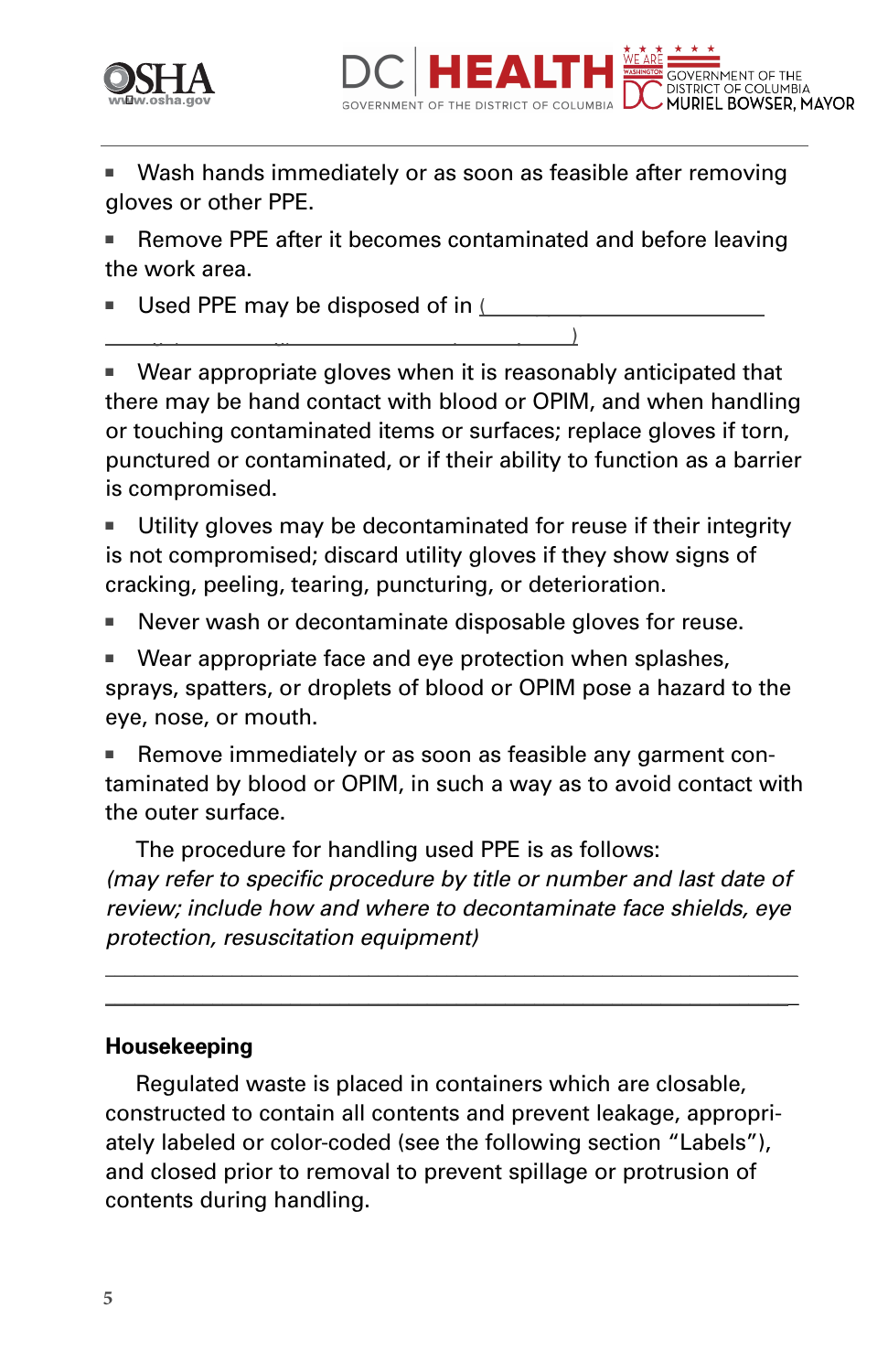- Wash hands immediately or as soon as feasible after removing gloves or other PPE.
- Remove PPE after it becomes contaminated and before leaving the work area.
- Used PPE may be disposed of in (\_\_\_\_\_\_\_\_\_\_\_\_\_\_\_\_\_\_\_\_\_\_\_\_\_\_\_\_\_\_\_\_\_\_\_\_\_\_\_\_\_\_\_\_\_\_\_\_)
- Wear appropriate gloves when it is reasonably anticipated that there may be hand contact with blood or OPIM, and when handling or touching contaminated items or surfaces; replace gloves if torn, punctured or contaminated, or if their ability to function as a barrier is compromised.
- Utility gloves may be decontaminated for reuse if their integrity is not compromised; discard utility gloves if they show signs of cracking, peeling, tearing, puncturing, or deterioration.
- Never wash or decontaminate disposable gloves for reuse.
- Wear appropriate face and eye protection when splashes, sprays, spatters, or droplets of blood or OPIM pose a hazard to the eye, nose, or mouth.
- Remove immediately or as soon as feasible any garment contaminated by blood or OPIM, in such a way as to avoid contact with the outer surface.

The procedure for handling used PPE is as follows: *(may refer to specific procedure by title or number and last date of review; include how and where to decontaminate face shields, eye protection, resuscitation equipment)*

\_\_\_\_\_\_\_\_\_\_\_\_\_\_\_\_\_\_\_\_\_\_\_\_\_\_\_\_\_\_\_\_\_\_\_\_\_\_\_\_\_\_\_\_\_\_\_\_\_\_\_\_\_\_\_\_

\_\_\_\_\_\_\_\_\_\_\_\_\_\_\_\_\_\_\_\_\_\_\_\_\_\_\_\_\_\_\_\_\_\_\_\_\_\_\_\_\_\_\_\_\_\_\_\_\_\_\_\_\_\_\_\_

### Housekeeping

Regulated waste is placed in containers which are closable, constructed to contain all contents and prevent leakage, appropriately labeled or color-coded (see the following section "Labels"), and closed prior to removal to prevent spillage or protrusion of contents during handling.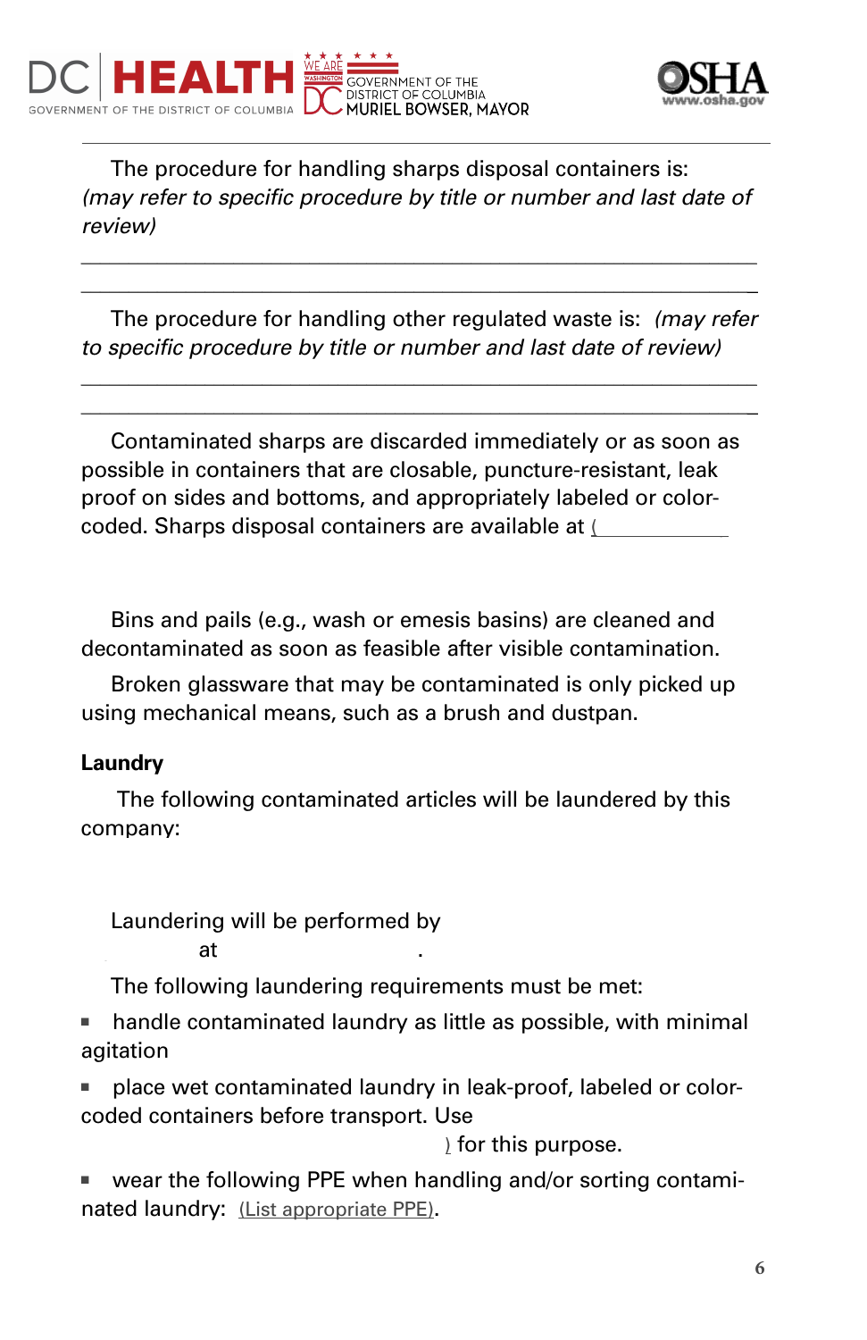The procedure for handling sharps disposal containers is: *(may refer to specific procedure by title or number and last date of review)*

______________________________________________________________

______________________________________________________________

The procedure for handling other regulated waste is: *(may refer to specific procedure by title or number and last date of review)*

______________________________________________________________

______________________________________________________________

Contaminated sharps are discarded immediately or as soon as possible in containers that are closable, puncture-resistant, leak proof on sides and bottoms, and appropriately labeled or color-coded. Sharps disposal containers are available at (____________

Bins and pails (e.g., wash or emesis basins) are cleaned and decontaminated as soon as feasible after visible contamination.

Broken glassware that may be contaminated is only picked up using mechanical means, such as a brush and dustpan.

**Laundry**

The following contaminated articles will be laundered by this company:

Laundering will be performed by
at .

The following laundering requirements must be met:

- handle contaminated laundry as little as possible, with minimal agitation
- place wet contaminated laundry in leak-proof, labeled or color-coded containers before transport. Use
  ) for this purpose.
- wear the following PPE when handling and/or sorting contaminated laundry: (List appropriate PPE).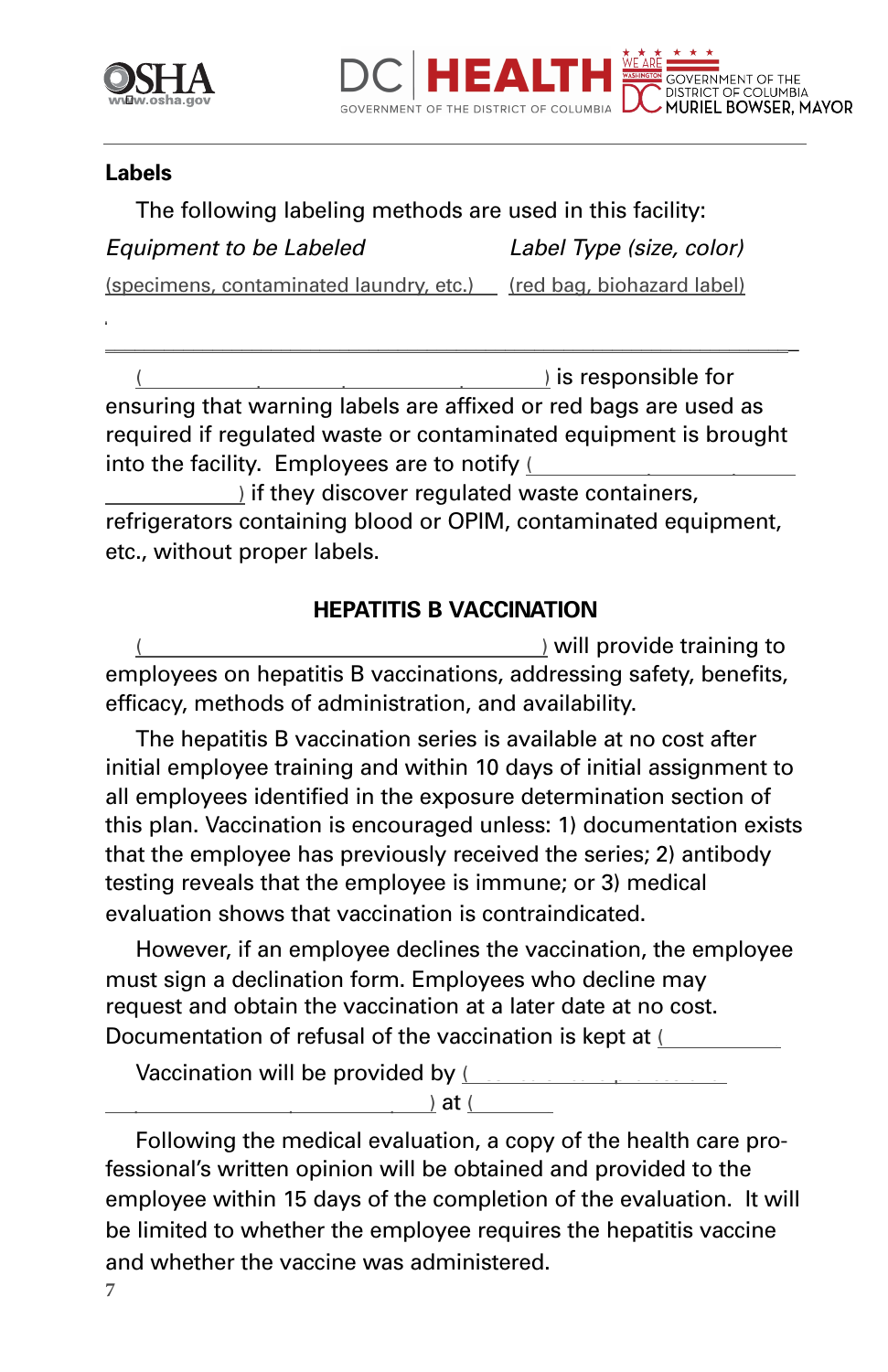### Labels

The following labeling methods are used in this facility:

*Equipment to be Labeled* *Label Type (size, color)*

(specimens, contaminated laundry, etc.) (red bag, biohazard label)

_______________________________________________

( ) is responsible for ensuring that warning labels are affixed or red bags are used as required if regulated waste or contaminated equipment is brought into the facility. Employees are to notify ( ) if they discover regulated waste containers, refrigerators containing blood or OPIM, contaminated equipment, etc., without proper labels.

### HEPATITIS B VACCINATION

( ) will provide training to employees on hepatitis B vaccinations, addressing safety, benefits, efficacy, methods of administration, and availability.

The hepatitis B vaccination series is available at no cost after initial employee training and within 10 days of initial assignment to all employees identified in the exposure determination section of this plan. Vaccination is encouraged unless: 1) documentation exists that the employee has previously received the series; 2) antibody testing reveals that the employee is immune; or 3) medical evaluation shows that vaccination is contraindicated.

However, if an employee declines the vaccination, the employee must sign a declination form. Employees who decline may request and obtain the vaccination at a later date at no cost. Documentation of refusal of the vaccination is kept at (

Vaccination will be provided by ( ) at (

Following the medical evaluation, a copy of the health care professional's written opinion will be obtained and provided to the employee within 15 days of the completion of the evaluation. It will be limited to whether the employee requires the hepatitis vaccine and whether the vaccine was administered.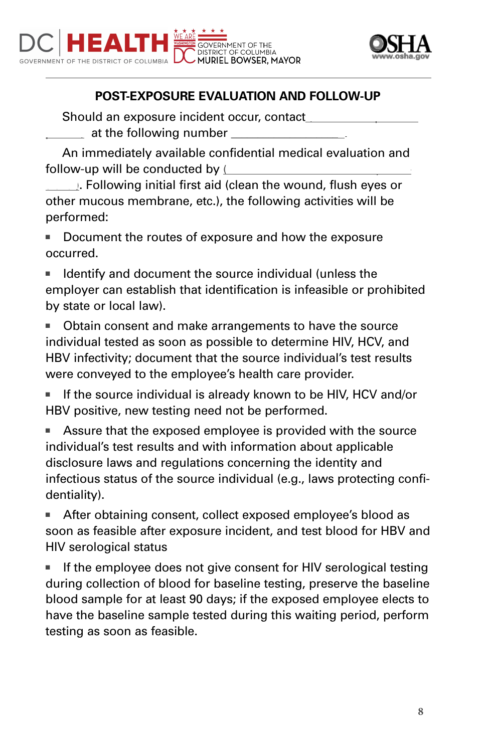## POST-EXPOSURE EVALUATION AND FOLLOW-UP

Should an exposure incident occur, contact ________________________ ______ at the following number ____________________.

An immediately available confidential medical evaluation and follow-up will be conducted by (________________________________ ______). Following initial first aid (clean the wound, flush eyes or other mucous membrane, etc.), the following activities will be performed:

- Document the routes of exposure and how the exposure occurred.
- Identify and document the source individual (unless the employer can establish that identification is infeasible or prohibited by state or local law).
- Obtain consent and make arrangements to have the source individual tested as soon as possible to determine HIV, HCV, and HBV infectivity; document that the source individual's test results were conveyed to the employee's health care provider.
- If the source individual is already known to be HIV, HCV and/or HBV positive, new testing need not be performed.
- Assure that the exposed employee is provided with the source individual's test results and with information about applicable disclosure laws and regulations concerning the identity and infectious status of the source individual (e.g., laws protecting confidentiality).
- After obtaining consent, collect exposed employee's blood as soon as feasible after exposure incident, and test blood for HBV and HIV serological status
- If the employee does not give consent for HIV serological testing during collection of blood for baseline testing, preserve the baseline blood sample for at least 90 days; if the exposed employee elects to have the baseline sample tested during this waiting period, perform testing as soon as feasible.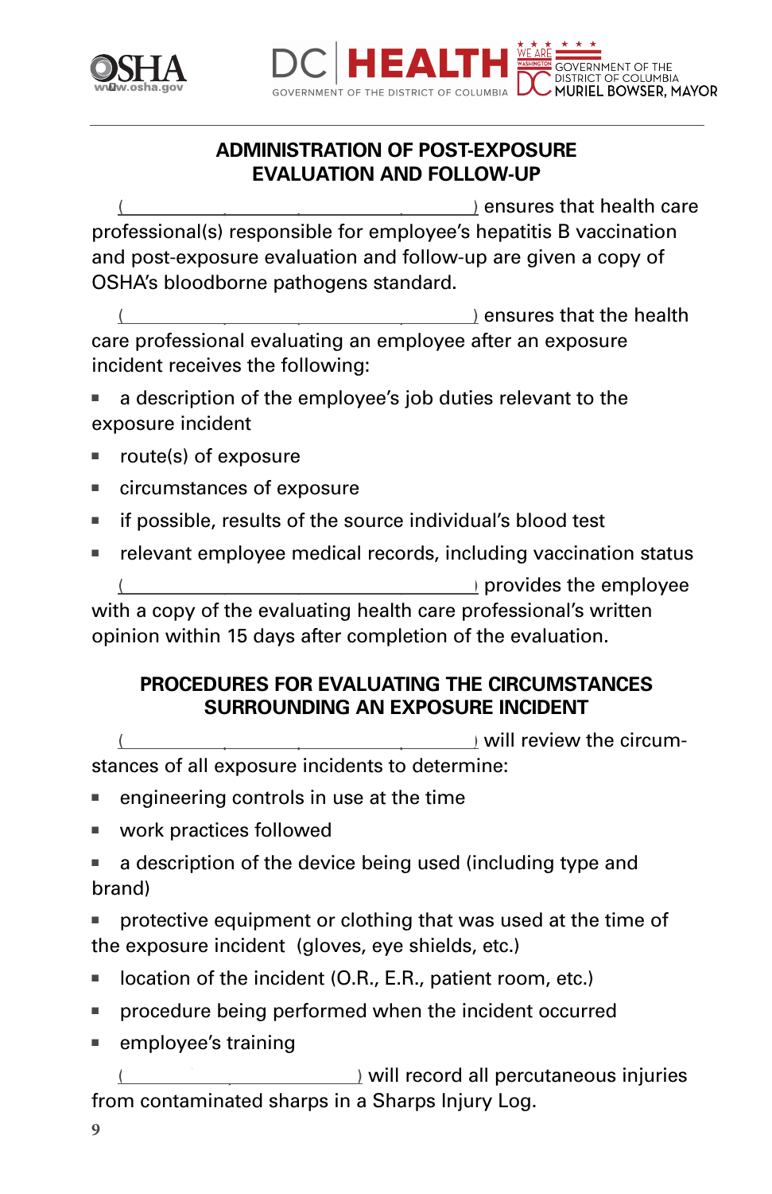## ADMINISTRATION OF POST-EXPOSURE EVALUATION AND FOLLOW-UP

(\_\_\_\_\_\_\_\_\_\_\_\_\_\_\_\_\_\_\_\_\_\_\_\_\_\_\_\_\_\_\_\_) ensures that health care professional(s) responsible for employee's hepatitis B vaccination and post-exposure evaluation and follow-up are given a copy of OSHA's bloodborne pathogens standard.

(\_\_\_\_\_\_\_\_\_\_\_\_\_\_\_\_\_\_\_\_\_\_\_\_\_\_\_\_\_\_\_\_) ensures that the health care professional evaluating an employee after an exposure incident receives the following:

- a description of the employee's job duties relevant to the exposure incident
- route(s) of exposure
- circumstances of exposure
- if possible, results of the source individual's blood test
- relevant employee medical records, including vaccination status

(\_\_\_\_\_\_\_\_\_\_\_\_\_\_\_\_\_\_\_\_\_\_\_\_\_\_\_\_\_\_\_\_) provides the employee with a copy of the evaluating health care professional's written opinion within 15 days after completion of the evaluation.

## PROCEDURES FOR EVALUATING THE CIRCUMSTANCES SURROUNDING AN EXPOSURE INCIDENT

(\_\_\_\_\_\_\_\_\_\_\_\_\_\_\_\_\_\_\_\_\_\_\_\_\_\_\_\_\_\_\_\_) will review the circumstances of all exposure incidents to determine:

- engineering controls in use at the time
- work practices followed
- a description of the device being used (including type and brand)
- protective equipment or clothing that was used at the time of the exposure incident (gloves, eye shields, etc.)
- location of the incident (O.R., E.R., patient room, etc.)
- procedure being performed when the incident occurred
- employee's training

(\_\_\_\_\_\_\_\_\_\_\_\_\_\_\_\_\_\_\_\_\_\_\_\_) will record all percutaneous injuries from contaminated sharps in a Sharps Injury Log.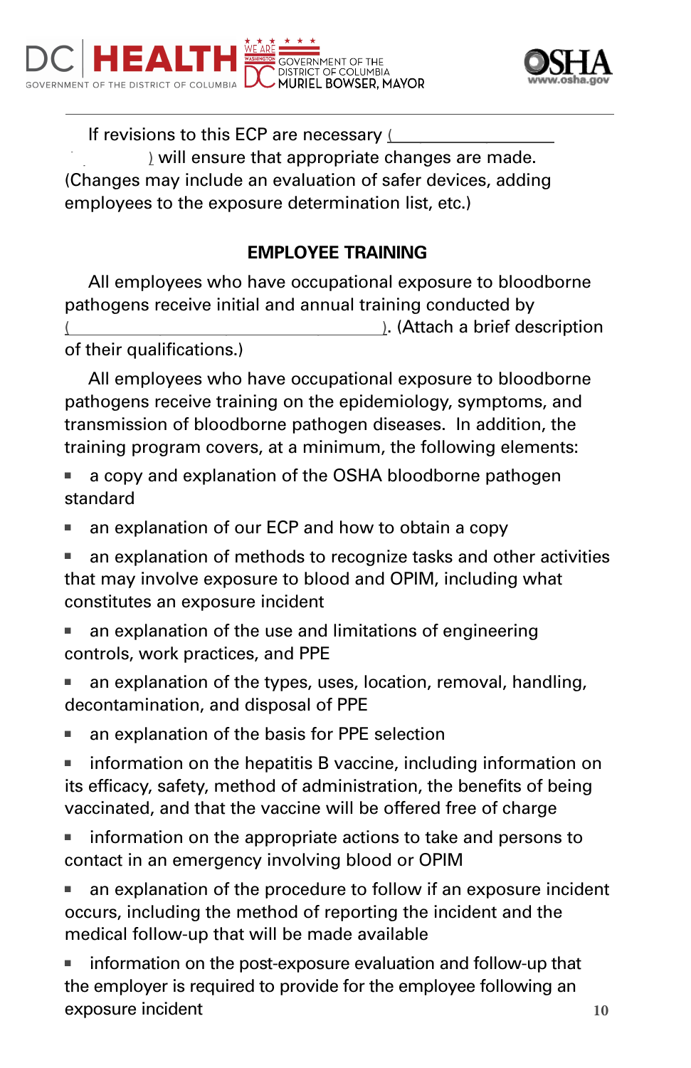If revisions to this ECP are necessary (________________ ) will ensure that appropriate changes are made. (Changes may include an evaluation of safer devices, adding employees to the exposure determination list, etc.)

### EMPLOYEE TRAINING

All employees who have occupational exposure to bloodborne pathogens receive initial and annual training conducted by (________________________________). (Attach a brief description of their qualifications.)

All employees who have occupational exposure to bloodborne pathogens receive training on the epidemiology, symptoms, and transmission of bloodborne pathogen diseases. In addition, the training program covers, at a minimum, the following elements:

- a copy and explanation of the OSHA bloodborne pathogen standard
- an explanation of our ECP and how to obtain a copy
- an explanation of methods to recognize tasks and other activities that may involve exposure to blood and OPIM, including what constitutes an exposure incident
- an explanation of the use and limitations of engineering controls, work practices, and PPE
- an explanation of the types, uses, location, removal, handling, decontamination, and disposal of PPE
- an explanation of the basis for PPE selection
- information on the hepatitis B vaccine, including information on its efficacy, safety, method of administration, the benefits of being vaccinated, and that the vaccine will be offered free of charge
- information on the appropriate actions to take and persons to contact in an emergency involving blood or OPIM
- an explanation of the procedure to follow if an exposure incident occurs, including the method of reporting the incident and the medical follow-up that will be made available
- information on the post-exposure evaluation and follow-up that the employer is required to provide for the employee following an exposure incident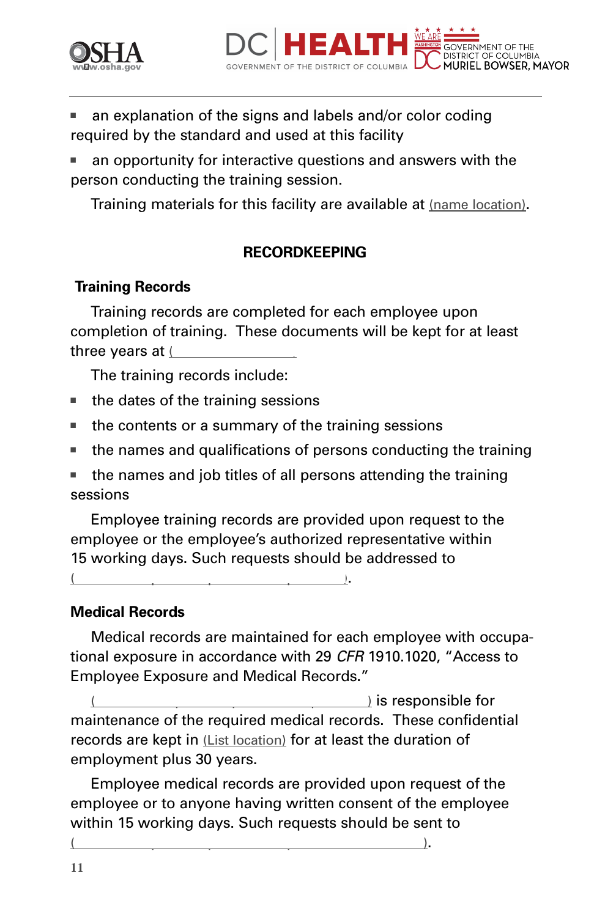- an explanation of the signs and labels and/or color coding required by the standard and used at this facility
- an opportunity for interactive questions and answers with the person conducting the training session.

Training materials for this facility are available at (name location).

## RECORDKEEPING

### Training Records

Training records are completed for each employee upon completion of training. These documents will be kept for at least three years at (\_\_\_\_\_\_\_\_\_\_\_\_\_\_\_\_\_\_\_\_

The training records include:

- the dates of the training sessions
- the contents or a summary of the training sessions
- the names and qualifications of persons conducting the training
- the names and job titles of all persons attending the training sessions

Employee training records are provided upon request to the employee or the employee's authorized representative within 15 working days. Such requests should be addressed to (\_\_\_\_\_\_\_\_\_\_\_\_\_\_\_\_\_\_\_\_\_\_\_\_\_\_\_\_\_\_\_\_\_\_\_\_\_\_\_\_\_\_).

### Medical Records

Medical records are maintained for each employee with occupational exposure in accordance with 29 *CFR* 1910.1020, "Access to Employee Exposure and Medical Records."

(\_\_\_\_\_\_\_\_\_\_\_\_\_\_\_\_\_\_\_\_\_\_\_\_\_\_\_\_\_\_\_\_\_\_\_\_\_\_\_\_) is responsible for maintenance of the required medical records. These confidential records are kept in (List location) for at least the duration of employment plus 30 years.

Employee medical records are provided upon request of the employee or to anyone having written consent of the employee within 15 working days. Such requests should be sent to (\_\_\_\_\_\_\_\_\_\_\_\_\_\_\_\_\_\_\_\_\_\_\_\_\_\_\_\_\_\_\_\_\_\_\_\_\_\_\_\_\_\_\_\_\_\_\_\_\_\_\_\_\_\_\_).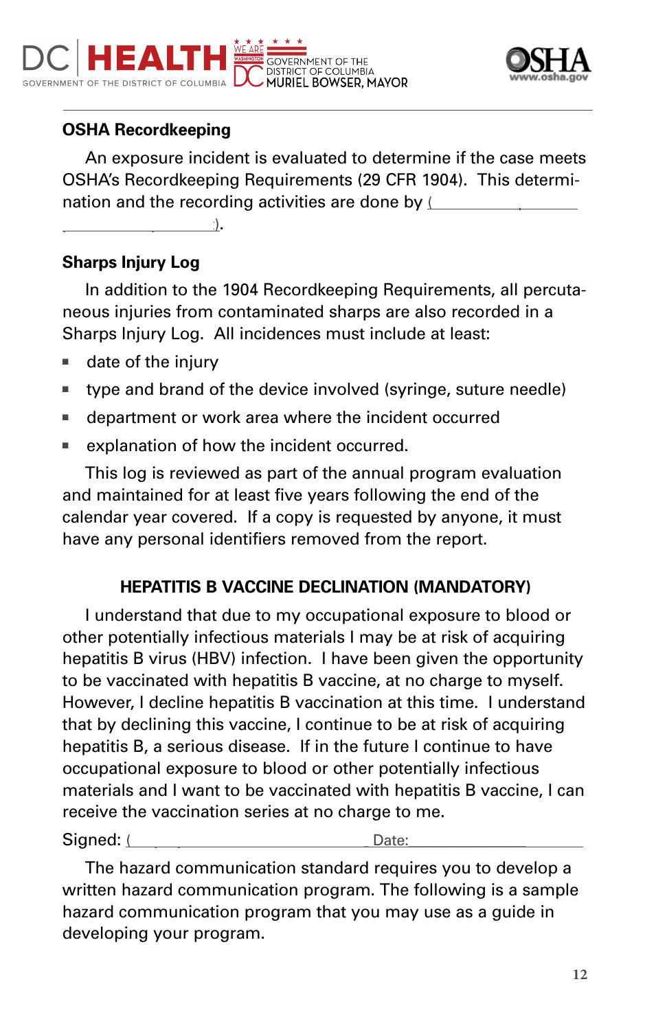## OSHA Recordkeeping

An exposure incident is evaluated to determine if the case meets OSHA's Recordkeeping Requirements (29 CFR 1904). This determination and the recording activities are done by (________________________________).

## Sharps Injury Log

In addition to the 1904 Recordkeeping Requirements, all percutaneous injuries from contaminated sharps are also recorded in a Sharps Injury Log. All incidences must include at least:

- date of the injury
- type and brand of the device involved (syringe, suture needle)
- department or work area where the incident occurred
- explanation of how the incident occurred.

This log is reviewed as part of the annual program evaluation and maintained for at least five years following the end of the calendar year covered. If a copy is requested by anyone, it must have any personal identifiers removed from the report.

### HEPATITIS B VACCINE DECLINATION (MANDATORY)

I understand that due to my occupational exposure to blood or other potentially infectious materials I may be at risk of acquiring hepatitis B virus (HBV) infection. I have been given the opportunity to be vaccinated with hepatitis B vaccine, at no charge to myself. However, I decline hepatitis B vaccination at this time. I understand that by declining this vaccine, I continue to be at risk of acquiring hepatitis B, a serious disease. If in the future I continue to have occupational exposure to blood or other potentially infectious materials and I want to be vaccinated with hepatitis B vaccine, I can receive the vaccination series at no charge to me.

Signed: (________________________________ Date:______________________

The hazard communication standard requires you to develop a written hazard communication program. The following is a sample hazard communication program that you may use as a guide in developing your program.